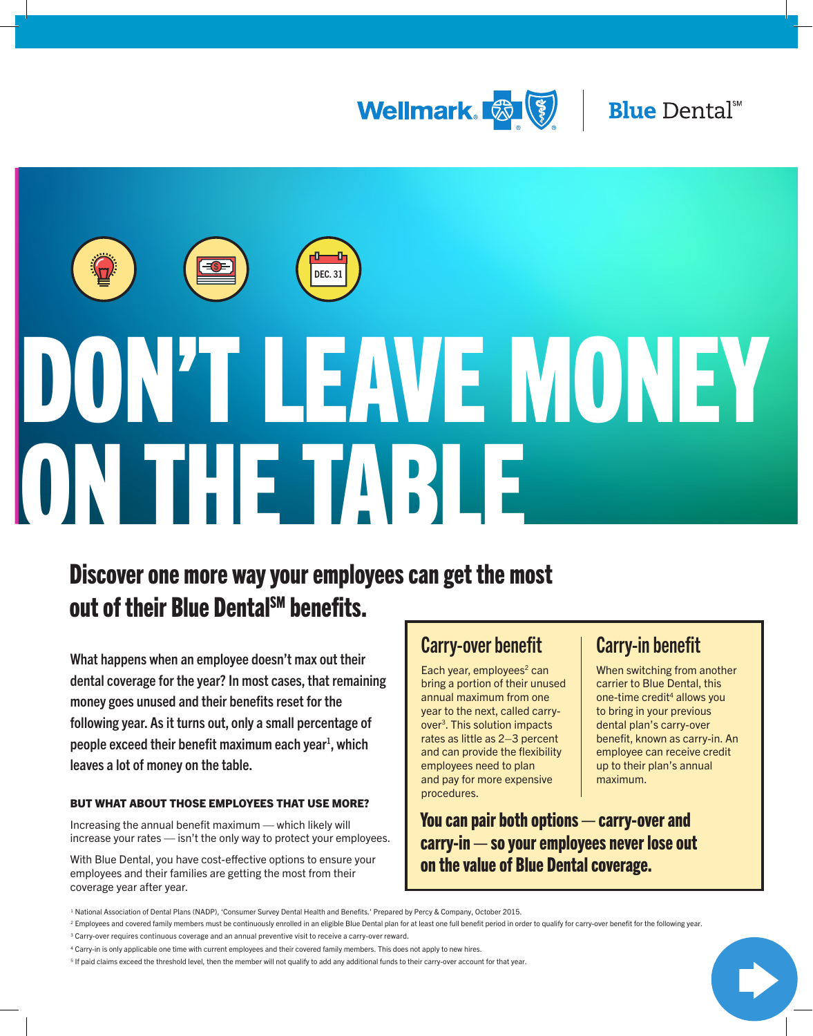Wellmark | Blue Dental℠

DEC. 31

# DON'T LEAVE MONEY ON THE TABLE

## Discover one more way your employees can get the most out of their Blue Dental℠ benefits.

**What happens when an employee doesn't max out their dental coverage for the year? In most cases, that remaining money goes unused and their benefits reset for the following year. As it turns out, only a small percentage of people exceed their benefit maximum each year[1], which leaves a lot of money on the table.**

### BUT WHAT ABOUT THOSE EMPLOYEES THAT USE MORE?

Increasing the annual benefit maximum — which likely will increase your rates — isn't the only way to protect your employees.

With Blue Dental, you have cost-effective options to ensure your employees and their families are getting the most from their coverage year after year.

### Carry-over benefit

Each year, employees[2] can bring a portion of their unused annual maximum from one year to the next, called carry-over[3]. This solution impacts rates as little as 2–3 percent and can provide the flexibility employees need to plan and pay for more expensive procedures.

### Carry-in benefit

When switching from another carrier to Blue Dental, this one-time credit[4] allows you to bring in your previous dental plan's carry-over benefit, known as carry-in. An employee can receive credit up to their plan's annual maximum.

**You can pair both options — carry-over and carry-in — so your employees never lose out on the value of Blue Dental coverage.**

[1] National Association of Dental Plans (NADP), 'Consumer Survey Dental Health and Benefits.' Prepared by Percy & Company, October 2015.

[2] Employees and covered family members must be continuously enrolled in an eligible Blue Dental plan for at least one full benefit period in order to qualify for carry-over benefit for the following year.

[3] Carry-over requires continuous coverage and an annual preventive visit to receive a carry-over reward.

[4] Carry-in is only applicable one time with current employees and their covered family members. This does not apply to new hires.

[5] If paid claims exceed the threshold level, then the member will not qualify to add any additional funds to their carry-over account for that year.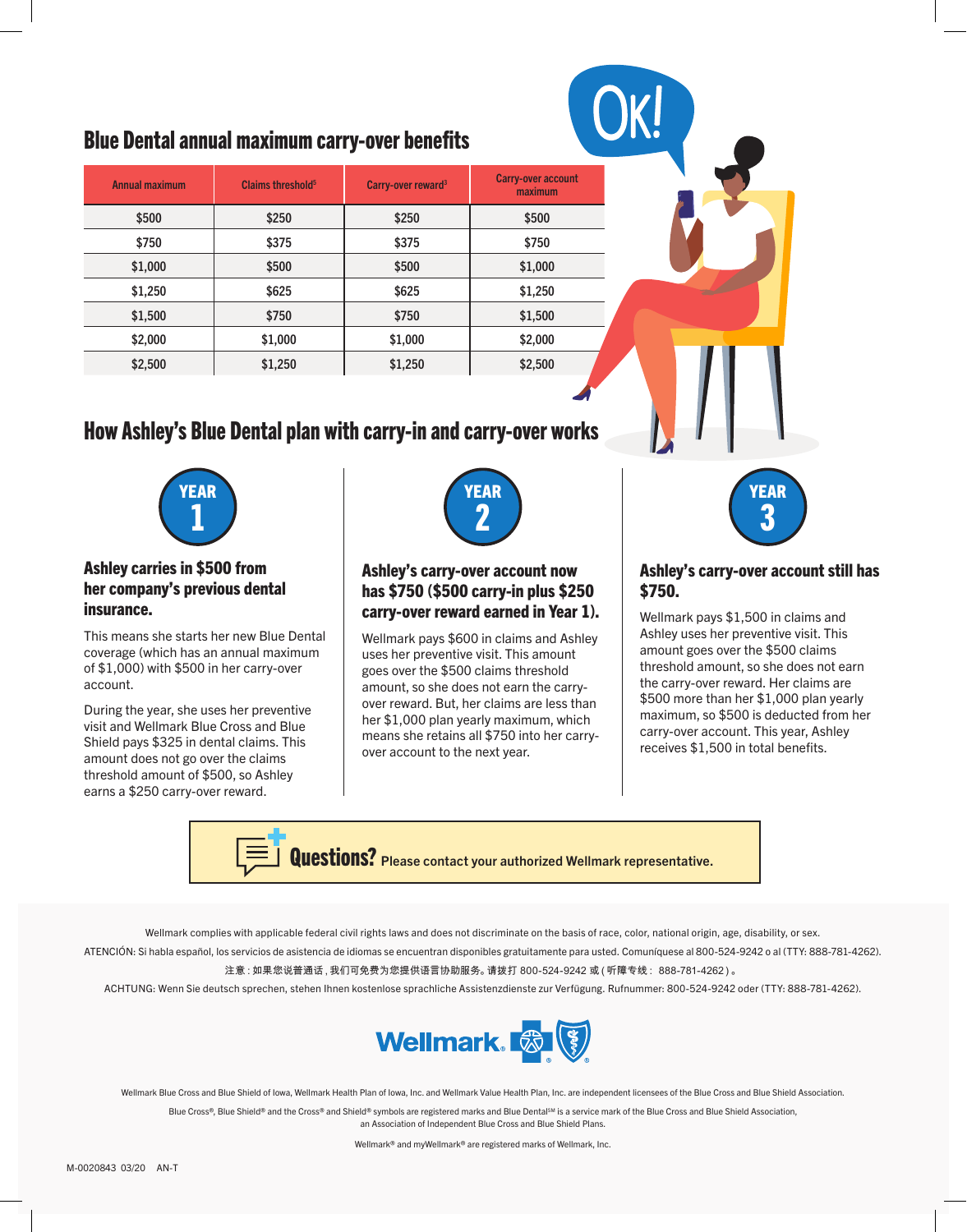## Blue Dental annual maximum carry-over benefits

| Annual maximum | Claims threshold[5] | Carry-over reward[3] | Carry-over account maximum |
|---|---|---|---|
| $500 | $250 | $250 | $500 |
| $750 | $375 | $375 | $750 |
| $1,000 | $500 | $500 | $1,000 |
| $1,250 | $625 | $625 | $1,250 |
| $1,500 | $750 | $750 | $1,500 |
| $2,000 | $1,000 | $1,000 | $2,000 |
| $2,500 | $1,250 | $1,250 | $2,500 |

## How Ashley's Blue Dental plan with carry-in and carry-over works

### YEAR 1

**Ashley carries in $500 from her company's previous dental insurance.**

This means she starts her new Blue Dental coverage (which has an annual maximum of $1,000) with $500 in her carry-over account.

During the year, she uses her preventive visit and Wellmark Blue Cross and Blue Shield pays $325 in dental claims. This amount does not go over the claims threshold amount of $500, so Ashley earns a $250 carry-over reward.

### YEAR 2

**Ashley's carry-over account now has $750 ($500 carry-in plus $250 carry-over reward earned in Year 1).**

Wellmark pays $600 in claims and Ashley uses her preventive visit. This amount goes over the $500 claims threshold amount, so she does not earn the carry-over reward. But, her claims are less than her $1,000 plan yearly maximum, which means she retains all $750 into her carry-over account to the next year.

### YEAR 3

**Ashley's carry-over account still has $750.**

Wellmark pays $1,500 in claims and Ashley uses her preventive visit. This amount goes over the $500 claims threshold amount, so she does not earn the carry-over reward. Her claims are $500 more than her $1,000 plan yearly maximum, so $500 is deducted from her carry-over account. This year, Ashley receives $1,500 in total benefits.

**Questions?** Please contact your authorized Wellmark representative.

Wellmark complies with applicable federal civil rights laws and does not discriminate on the basis of race, color, national origin, age, disability, or sex.

ATENCIÓN: Si habla español, los servicios de asistencia de idiomas se encuentran disponibles gratuitamente para usted. Comuníquese al 800-524-9242 o al (TTY: 888-781-4262).

注意：如果您说普通话，我们可免费为您提供语言协助服务。请拔打 800-524-9242 或（听障专线： 888-781-4262）。

ACHTUNG: Wenn Sie deutsch sprechen, stehen Ihnen kostenlose sprachliche Assistenzdienste zur Verfügung. Rufnummer: 800-524-9242 oder (TTY: 888-781-4262).

Wellmark Blue Cross and Blue Shield of Iowa, Wellmark Health Plan of Iowa, Inc. and Wellmark Value Health Plan, Inc. are independent licensees of the Blue Cross and Blue Shield Association.

Blue Cross®, Blue Shield® and the Cross® and Shield® symbols are registered marks and Blue Dental℠ is a service mark of the Blue Cross and Blue Shield Association, an Association of Independent Blue Cross and Blue Shield Plans.

Wellmark® and myWellmark® are registered marks of Wellmark, Inc.

M-0020843 03/20 AN-T